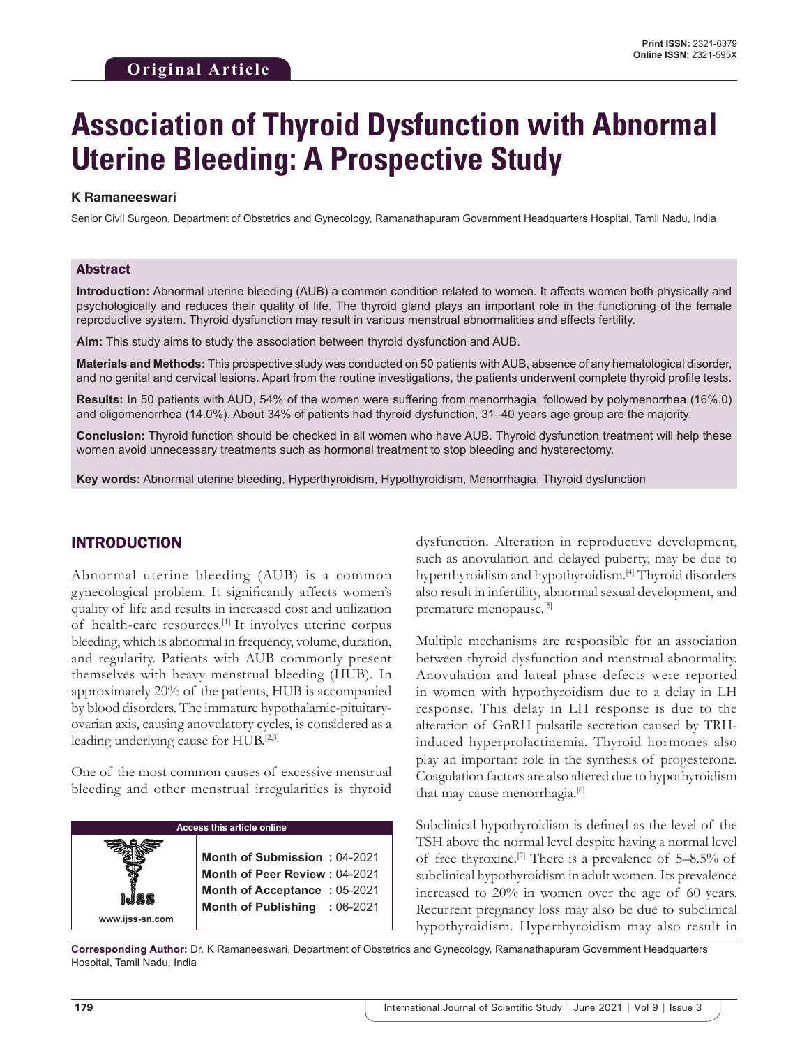Original Article

# Association of Thyroid Dysfunction with Abnormal Uterine Bleeding: A Prospective Study

**K Ramaneeswari**

Senior Civil Surgeon, Department of Obstetrics and Gynecology, Ramanathapuram Government Headquarters Hospital, Tamil Nadu, India

## Abstract

**Introduction:** Abnormal uterine bleeding (AUB) a common condition related to women. It affects women both physically and psychologically and reduces their quality of life. The thyroid gland plays an important role in the functioning of the female reproductive system. Thyroid dysfunction may result in various menstrual abnormalities and affects fertility.

**Aim:** This study aims to study the association between thyroid dysfunction and AUB.

**Materials and Methods:** This prospective study was conducted on 50 patients with AUB, absence of any hematological disorder, and no genital and cervical lesions. Apart from the routine investigations, the patients underwent complete thyroid profile tests.

**Results:** In 50 patients with AUD, 54% of the women were suffering from menorrhagia, followed by polymenorrhea (16%.0) and oligomenorrhea (14.0%). About 34% of patients had thyroid dysfunction, 31–40 years age group are the majority.

**Conclusion:** Thyroid function should be checked in all women who have AUB. Thyroid dysfunction treatment will help these women avoid unnecessary treatments such as hormonal treatment to stop bleeding and hysterectomy.

**Key words:** Abnormal uterine bleeding, Hyperthyroidism, Hypothyroidism, Menorrhagia, Thyroid dysfunction

## INTRODUCTION

Abnormal uterine bleeding (AUB) is a common gynecological problem. It significantly affects women's quality of life and results in increased cost and utilization of health-care resources.[1] It involves uterine corpus bleeding, which is abnormal in frequency, volume, duration, and regularity. Patients with AUB commonly present themselves with heavy menstrual bleeding (HUB). In approximately 20% of the patients, HUB is accompanied by blood disorders. The immature hypothalamic-pituitary-ovarian axis, causing anovulatory cycles, is considered as a leading underlying cause for HUB.[2,3]

One of the most common causes of excessive menstrual bleeding and other menstrual irregularities is thyroid dysfunction. Alteration in reproductive development, such as anovulation and delayed puberty, may be due to hyperthyroidism and hypothyroidism.[4] Thyroid disorders also result in infertility, abnormal sexual development, and premature menopause.[5]

Multiple mechanisms are responsible for an association between thyroid dysfunction and menstrual abnormality. Anovulation and luteal phase defects were reported in women with hypothyroidism due to a delay in LH response. This delay in LH response is due to the alteration of GnRH pulsatile secretion caused by TRH-induced hyperprolactinemia. Thyroid hormones also play an important role in the synthesis of progesterone. Coagulation factors are also altered due to hypothyroidism that may cause menorrhagia.[6]

Subclinical hypothyroidism is defined as the level of the TSH above the normal level despite having a normal level of free thyroxine.[7] There is a prevalence of 5–8.5% of subclinical hypothyroidism in adult women. Its prevalence increased to 20% in women over the age of 60 years. Recurrent pregnancy loss may also be due to subclinical hypothyroidism. Hyperthyroidism may also result in

| Access this article online | |
|---|---|
| www.ijss-sn.com | Month of Submission : 04-2021<br>Month of Peer Review : 04-2021<br>Month of Acceptance : 05-2021<br>Month of Publishing : 06-2021 |

**Corresponding Author:** Dr. K Ramaneeswari, Department of Obstetrics and Gynecology, Ramanathapuram Government Headquarters Hospital, Tamil Nadu, India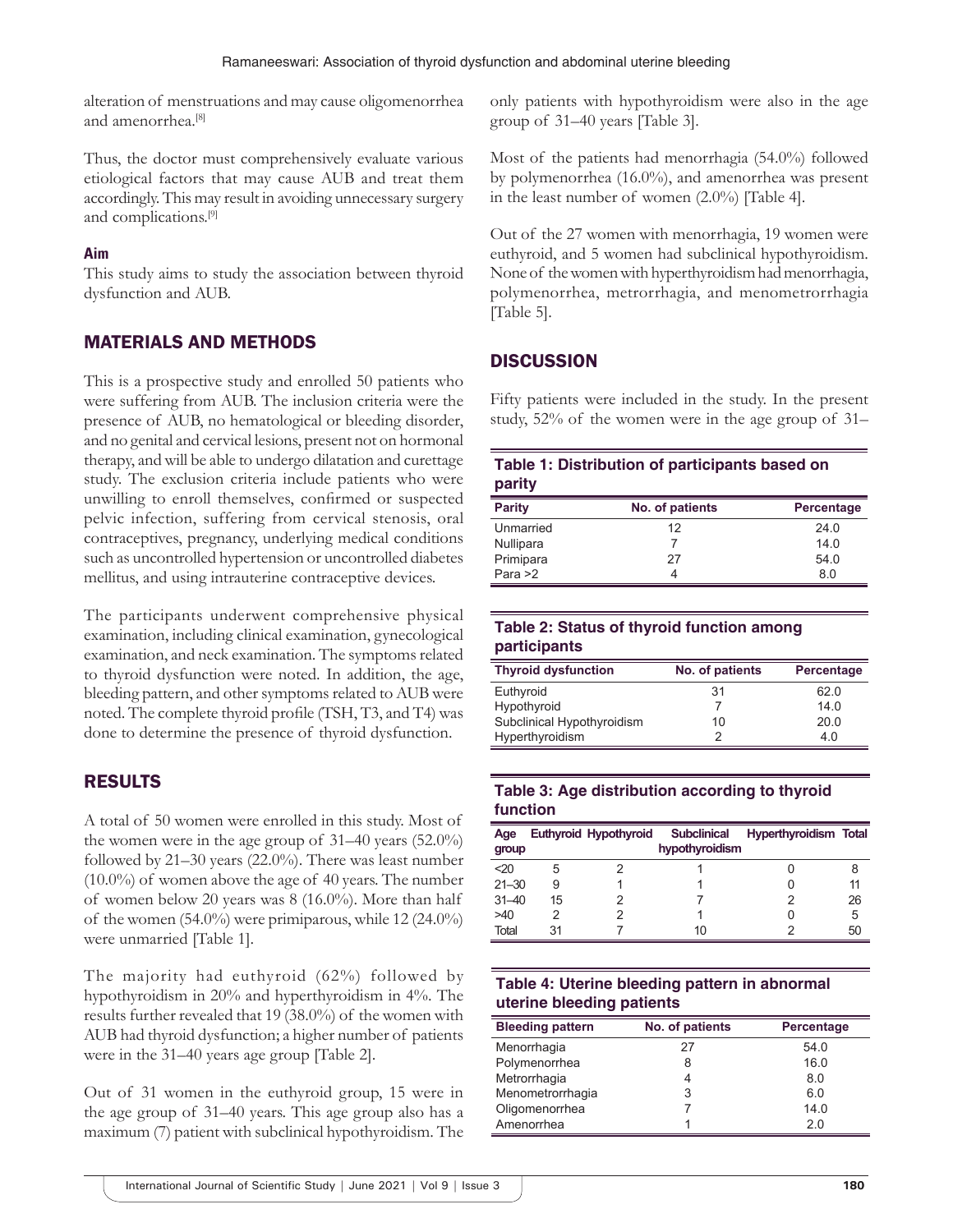alteration of menstruations and may cause oligomenorrhea and amenorrhea.[8]

Thus, the doctor must comprehensively evaluate various etiological factors that may cause AUB and treat them accordingly. This may result in avoiding unnecessary surgery and complications.[9]

### Aim

This study aims to study the association between thyroid dysfunction and AUB.

## MATERIALS AND METHODS

This is a prospective study and enrolled 50 patients who were suffering from AUB. The inclusion criteria were the presence of AUB, no hematological or bleeding disorder, and no genital and cervical lesions, present not on hormonal therapy, and will be able to undergo dilatation and curettage study. The exclusion criteria include patients who were unwilling to enroll themselves, confirmed or suspected pelvic infection, suffering from cervical stenosis, oral contraceptives, pregnancy, underlying medical conditions such as uncontrolled hypertension or uncontrolled diabetes mellitus, and using intrauterine contraceptive devices.

The participants underwent comprehensive physical examination, including clinical examination, gynecological examination, and neck examination. The symptoms related to thyroid dysfunction were noted. In addition, the age, bleeding pattern, and other symptoms related to AUB were noted. The complete thyroid profile (TSH, T3, and T4) was done to determine the presence of thyroid dysfunction.

## RESULTS

A total of 50 women were enrolled in this study. Most of the women were in the age group of 31–40 years (52.0%) followed by 21–30 years (22.0%). There was least number (10.0%) of women above the age of 40 years. The number of women below 20 years was 8 (16.0%). More than half of the women (54.0%) were primiparous, while 12 (24.0%) were unmarried [Table 1].

The majority had euthyroid (62%) followed by hypothyroidism in 20% and hyperthyroidism in 4%. The results further revealed that 19 (38.0%) of the women with AUB had thyroid dysfunction; a higher number of patients were in the 31–40 years age group [Table 2].

Out of 31 women in the euthyroid group, 15 were in the age group of 31–40 years. This age group also has a maximum (7) patient with subclinical hypothyroidism. The only patients with hypothyroidism were also in the age group of 31–40 years [Table 3].

Most of the patients had menorrhagia (54.0%) followed by polymenorrhea (16.0%), and amenorrhea was present in the least number of women (2.0%) [Table 4].

Out of the 27 women with menorrhagia, 19 women were euthyroid, and 5 women had subclinical hypothyroidism. None of the women with hyperthyroidism had menorrhagia, polymenorrhea, metrorrhagia, and menometrorrhagia [Table 5].

## DISCUSSION

Fifty patients were included in the study. In the present study, 52% of the women were in the age group of 31–

**Table 1: Distribution of participants based on parity**

| Parity | No. of patients | Percentage |
|---|---|---|
| Unmarried | 12 | 24.0 |
| Nullipara | 7 | 14.0 |
| Primipara | 27 | 54.0 |
| Para >2 | 4 | 8.0 |

**Table 2: Status of thyroid function among participants**

| Thyroid dysfunction | No. of patients | Percentage |
|---|---|---|
| Euthyroid | 31 | 62.0 |
| Hypothyroid | 7 | 14.0 |
| Subclinical Hypothyroidism | 10 | 20.0 |
| Hyperthyroidism | 2 | 4.0 |

**Table 3: Age distribution according to thyroid function**

| Age group | Euthyroid | Hypothyroid | Subclinical hypothyroidism | Hyperthyroidism | Total |
|---|---|---|---|---|---|
| <20 | 5 | 2 | 1 | 0 | 8 |
| 21–30 | 9 | 1 | 1 | 0 | 11 |
| 31–40 | 15 | 2 | 7 | 2 | 26 |
| >40 | 2 | 2 | 1 | 0 | 5 |
| Total | 31 | 7 | 10 | 2 | 50 |

**Table 4: Uterine bleeding pattern in abnormal uterine bleeding patients**

| Bleeding pattern | No. of patients | Percentage |
|---|---|---|
| Menorrhagia | 27 | 54.0 |
| Polymenorrhea | 8 | 16.0 |
| Metrorrhagia | 4 | 8.0 |
| Menometrorrhagia | 3 | 6.0 |
| Oligomenorrhea | 7 | 14.0 |
| Amenorrhea | 1 | 2.0 |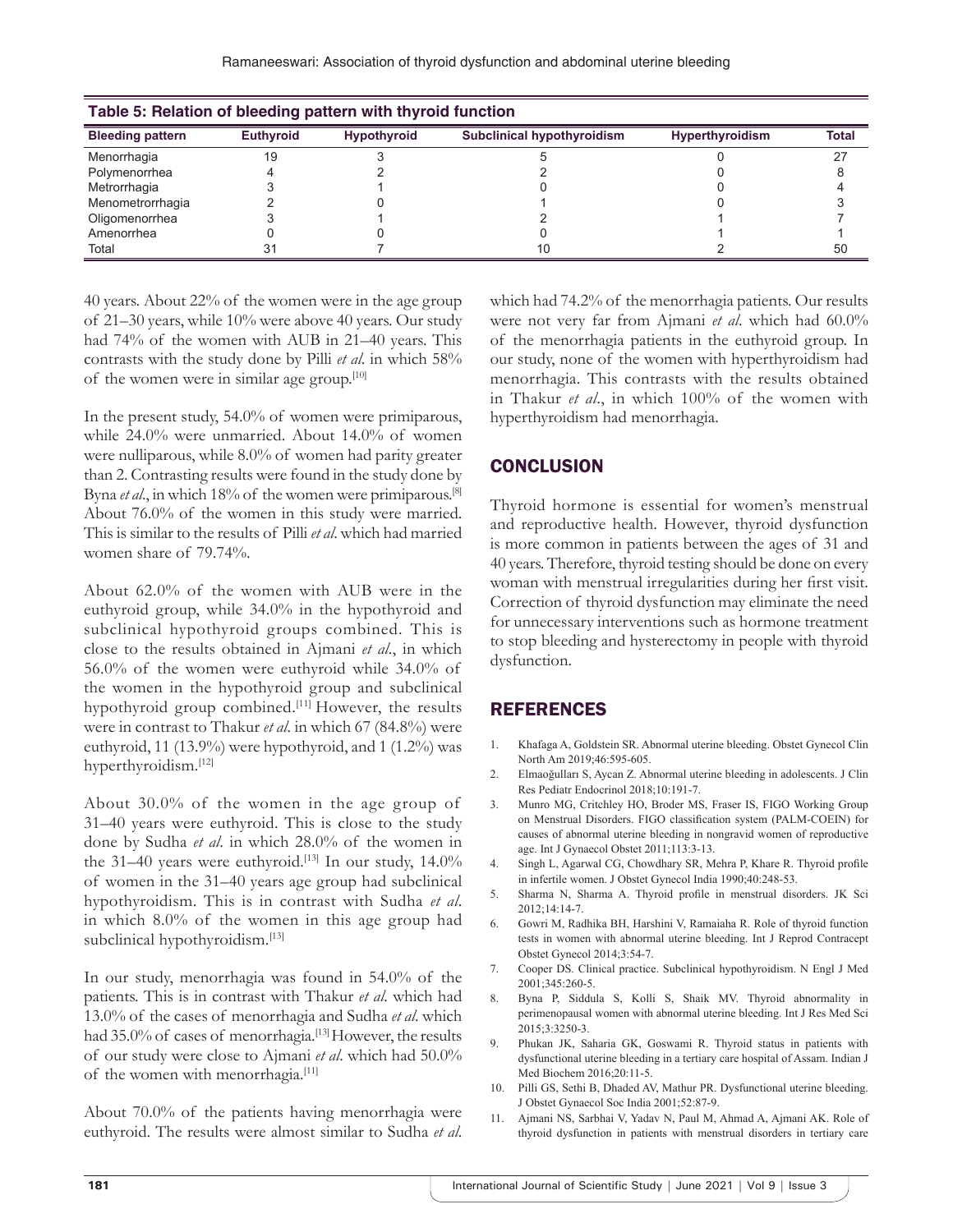**Table 5: Relation of bleeding pattern with thyroid function**

| Bleeding pattern | Euthyroid | Hypothyroid | Subclinical hypothyroidism | Hyperthyroidism | Total |
|---|---|---|---|---|---|
| Menorrhagia | 19 | 3 | 5 | 0 | 27 |
| Polymenorrhea | 4 | 2 | 2 | 0 | 8 |
| Metrorrhagia | 3 | 1 | 0 | 0 | 4 |
| Menometrorrhagia | 2 | 0 | 1 | 0 | 3 |
| Oligomenorrhea | 3 | 1 | 2 | 1 | 7 |
| Amenorrhea | 0 | 0 | 0 | 1 | 1 |
| Total | 31 | 7 | 10 | 2 | 50 |

40 years. About 22% of the women were in the age group of 21–30 years, while 10% were above 40 years. Our study had 74% of the women with AUB in 21–40 years. This contrasts with the study done by Pilli *et al.* in which 58% of the women were in similar age group.[10]

In the present study, 54.0% of women were primiparous, while 24.0% were unmarried. About 14.0% of women were nulliparous, while 8.0% of women had parity greater than 2. Contrasting results were found in the study done by Byna *et al.*, in which 18% of the women were primiparous.[8] About 76.0% of the women in this study were married. This is similar to the results of Pilli *et al.* which had married women share of 79.74%.

About 62.0% of the women with AUB were in the euthyroid group, while 34.0% in the hypothyroid and subclinical hypothyroid groups combined. This is close to the results obtained in Ajmani *et al.*, in which 56.0% of the women were euthyroid while 34.0% of the women in the hypothyroid group and subclinical hypothyroid group combined.[11] However, the results were in contrast to Thakur *et al.* in which 67 (84.8%) were euthyroid, 11 (13.9%) were hypothyroid, and 1 (1.2%) was hyperthyroidism.[12]

About 30.0% of the women in the age group of 31–40 years were euthyroid. This is close to the study done by Sudha *et al.* in which 28.0% of the women in the 31–40 years were euthyroid.[13] In our study, 14.0% of women in the 31–40 years age group had subclinical hypothyroidism. This is in contrast with Sudha *et al.* in which 8.0% of the women in this age group had subclinical hypothyroidism.[13]

In our study, menorrhagia was found in 54.0% of the patients. This is in contrast with Thakur *et al.* which had 13.0% of the cases of menorrhagia and Sudha *et al.* which had 35.0% of cases of menorrhagia.[13] However, the results of our study were close to Ajmani *et al.* which had 50.0% of the women with menorrhagia.[11]

About 70.0% of the patients having menorrhagia were euthyroid. The results were almost similar to Sudha *et al.* which had 74.2% of the menorrhagia patients. Our results were not very far from Ajmani *et al.* which had 60.0% of the menorrhagia patients in the euthyroid group. In our study, none of the women with hyperthyroidism had menorrhagia. This contrasts with the results obtained in Thakur *et al.*, in which 100% of the women with hyperthyroidism had menorrhagia.

## CONCLUSION

Thyroid hormone is essential for women's menstrual and reproductive health. However, thyroid dysfunction is more common in patients between the ages of 31 and 40 years. Therefore, thyroid testing should be done on every woman with menstrual irregularities during her first visit. Correction of thyroid dysfunction may eliminate the need for unnecessary interventions such as hormone treatment to stop bleeding and hysterectomy in people with thyroid dysfunction.

## REFERENCES

1. Khafaga A, Goldstein SR. Abnormal uterine bleeding. Obstet Gynecol Clin North Am 2019;46:595-605.
2. Elmaoğulları S, Aycan Z. Abnormal uterine bleeding in adolescents. J Clin Res Pediatr Endocrinol 2018;10:191-7.
3. Munro MG, Critchley HO, Broder MS, Fraser IS, FIGO Working Group on Menstrual Disorders. FIGO classification system (PALM-COEIN) for causes of abnormal uterine bleeding in nongravid women of reproductive age. Int J Gynaecol Obstet 2011;113:3-13.
4. Singh L, Agarwal CG, Chowdhary SR, Mehra P, Khare R. Thyroid profile in infertile women. J Obstet Gynecol India 1990;40:248-53.
5. Sharma N, Sharma A. Thyroid profile in menstrual disorders. JK Sci 2012;14:14-7.
6. Gowri M, Radhika BH, Harshini V, Ramaiaha R. Role of thyroid function tests in women with abnormal uterine bleeding. Int J Reprod Contracept Obstet Gynecol 2014;3:54-7.
7. Cooper DS. Clinical practice. Subclinical hypothyroidism. N Engl J Med 2001;345:260-5.
8. Byna P, Siddula S, Kolli S, Shaik MV. Thyroid abnormality in perimenopausal women with abnormal uterine bleeding. Int J Res Med Sci 2015;3:3250-3.
9. Phukan JK, Saharia GK, Goswami R. Thyroid status in patients with dysfunctional uterine bleeding in a tertiary care hospital of Assam. Indian J Med Biochem 2016;20:11-5.
10. Pilli GS, Sethi B, Dhaded AV, Mathur PR. Dysfunctional uterine bleeding. J Obstet Gynaecol Soc India 2001;52:87-9.
11. Ajmani NS, Sarbhai V, Yadav N, Paul M, Ahmad A, Ajmani AK. Role of thyroid dysfunction in patients with menstrual disorders in tertiary care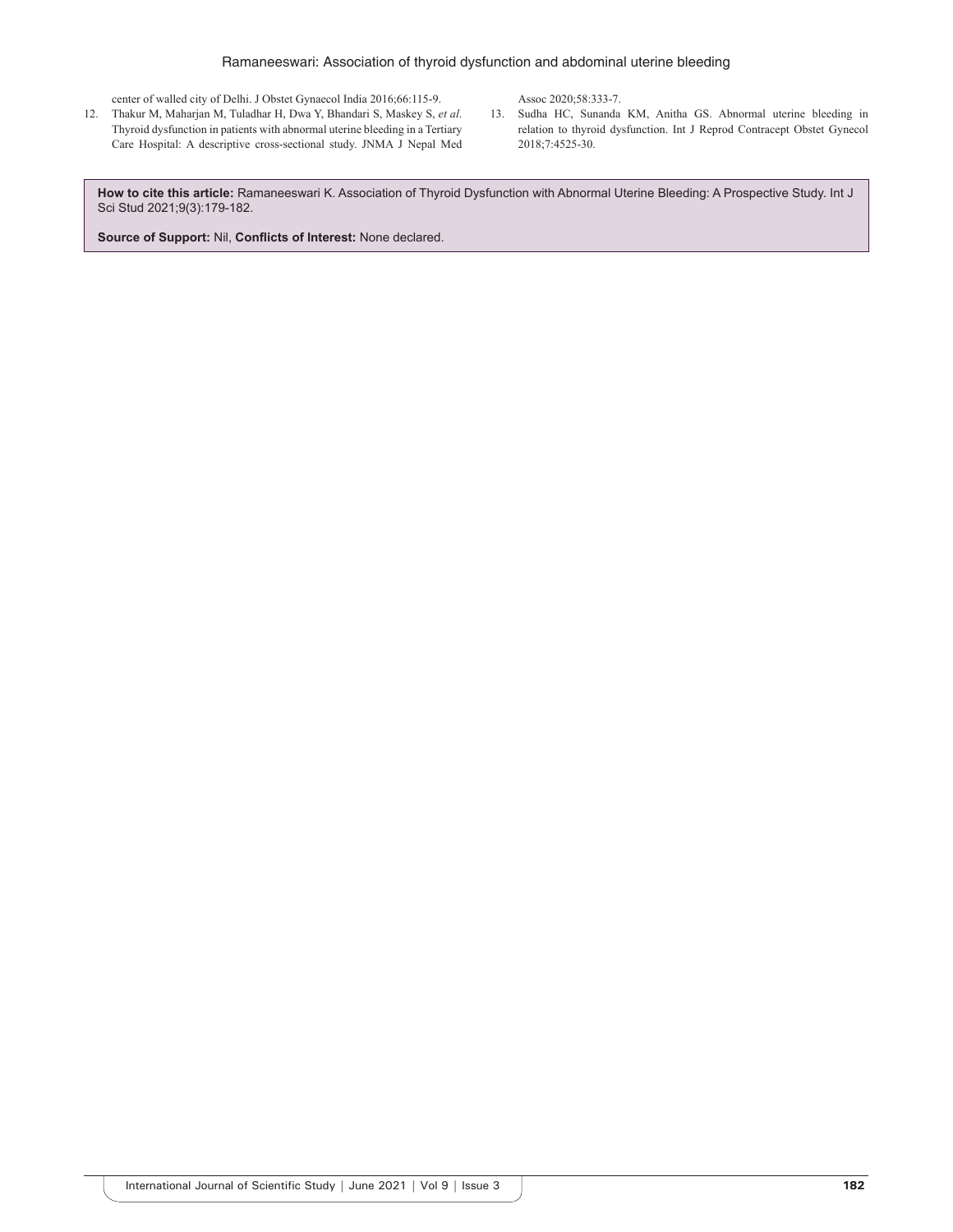center of walled city of Delhi. J Obstet Gynaecol India 2016;66:115-9.

12. Thakur M, Maharjan M, Tuladhar H, Dwa Y, Bhandari S, Maskey S, *et al*. Thyroid dysfunction in patients with abnormal uterine bleeding in a Tertiary Care Hospital: A descriptive cross-sectional study. JNMA J Nepal Med Assoc 2020;58:333-7.
13. Sudha HC, Sunanda KM, Anitha GS. Abnormal uterine bleeding in relation to thyroid dysfunction. Int J Reprod Contracept Obstet Gynecol 2018;7:4525-30.

**How to cite this article:** Ramaneeswari K. Association of Thyroid Dysfunction with Abnormal Uterine Bleeding: A Prospective Study. Int J Sci Stud 2021;9(3):179-182.

**Source of Support:** Nil, **Conflicts of Interest:** None declared.